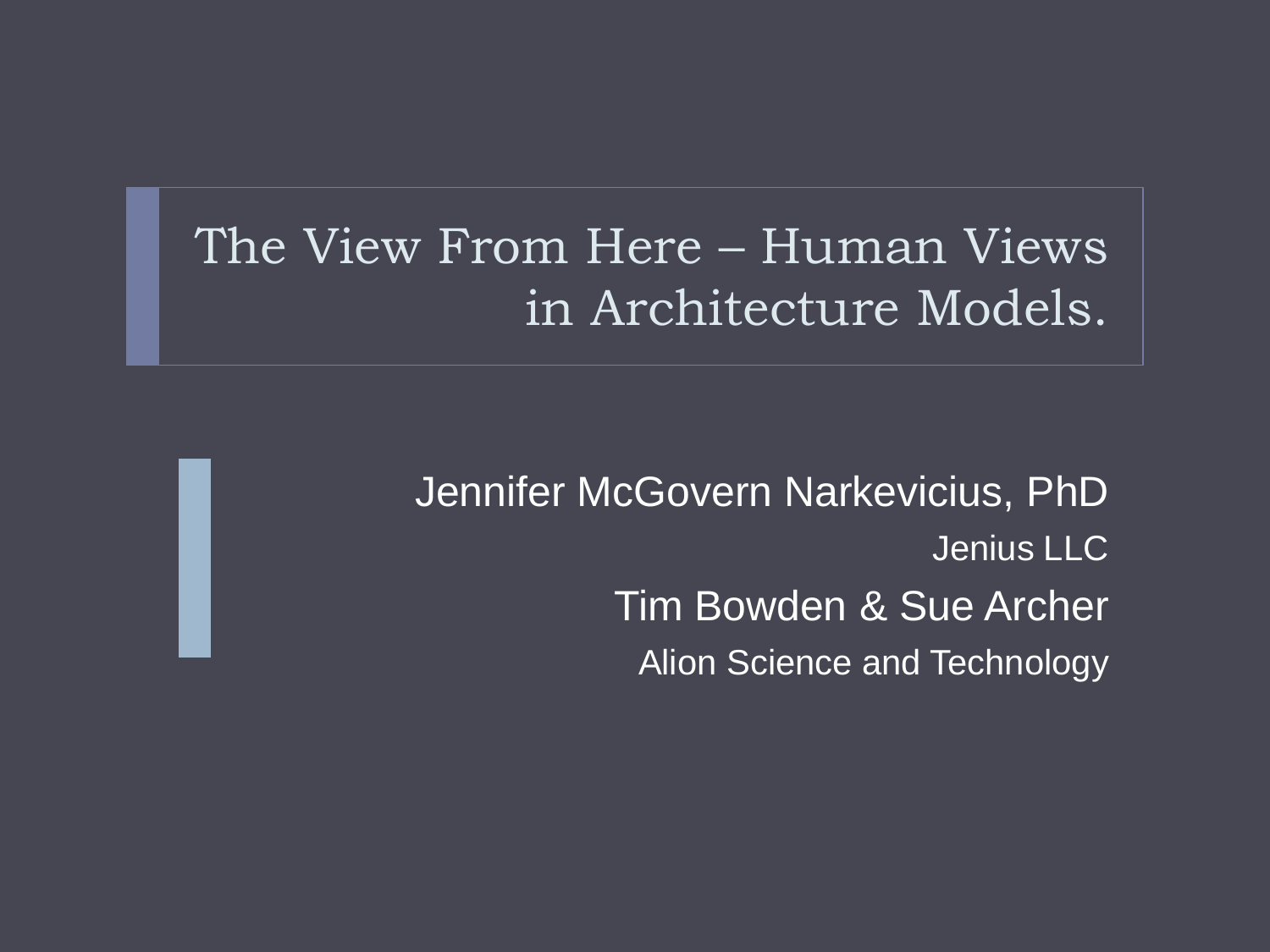# The View From Here – Human Views in Architecture Models.

Jennifer McGovern Narkevicius, PhD

Jenius LLC

Tim Bowden & Sue Archer

Alion Science and Technology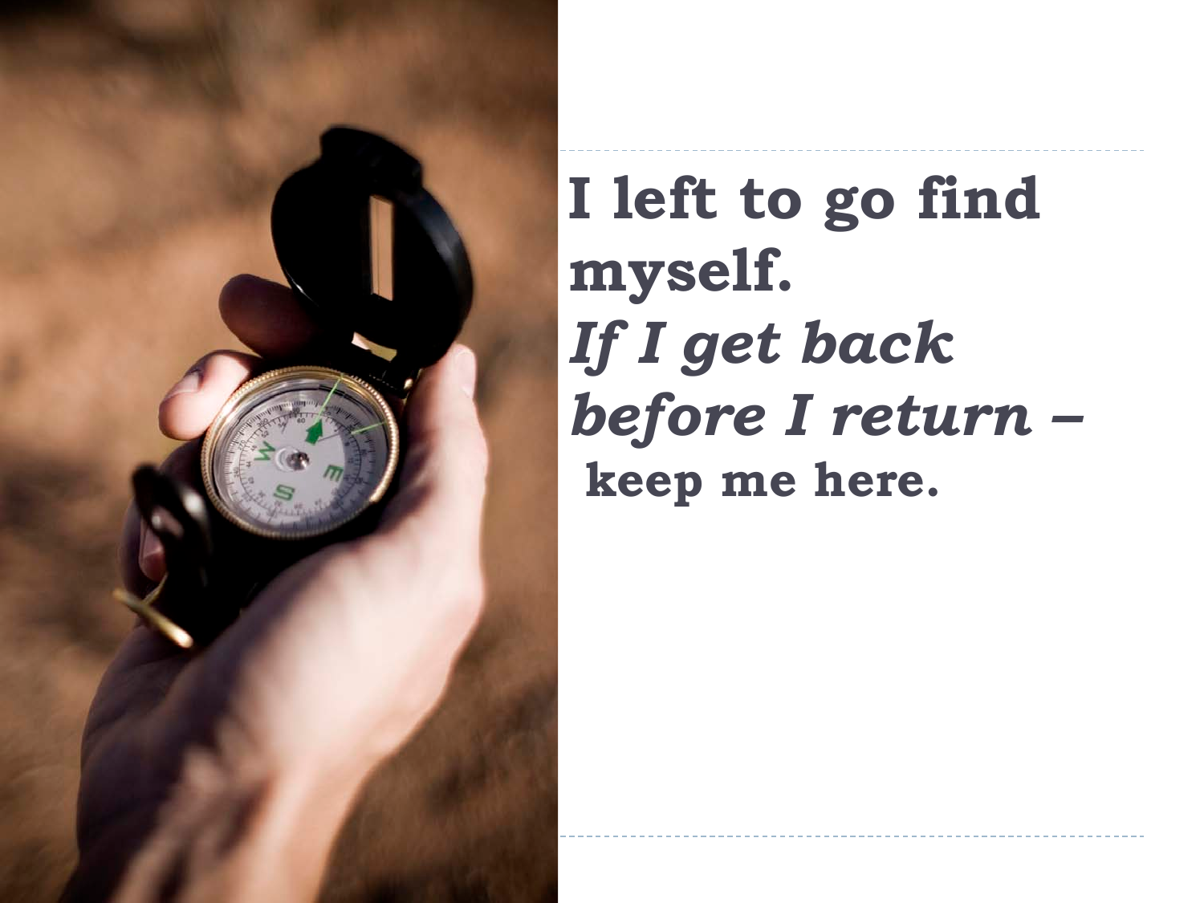**I left to go find myself.**
***If I get back before I return –***
**keep me here.**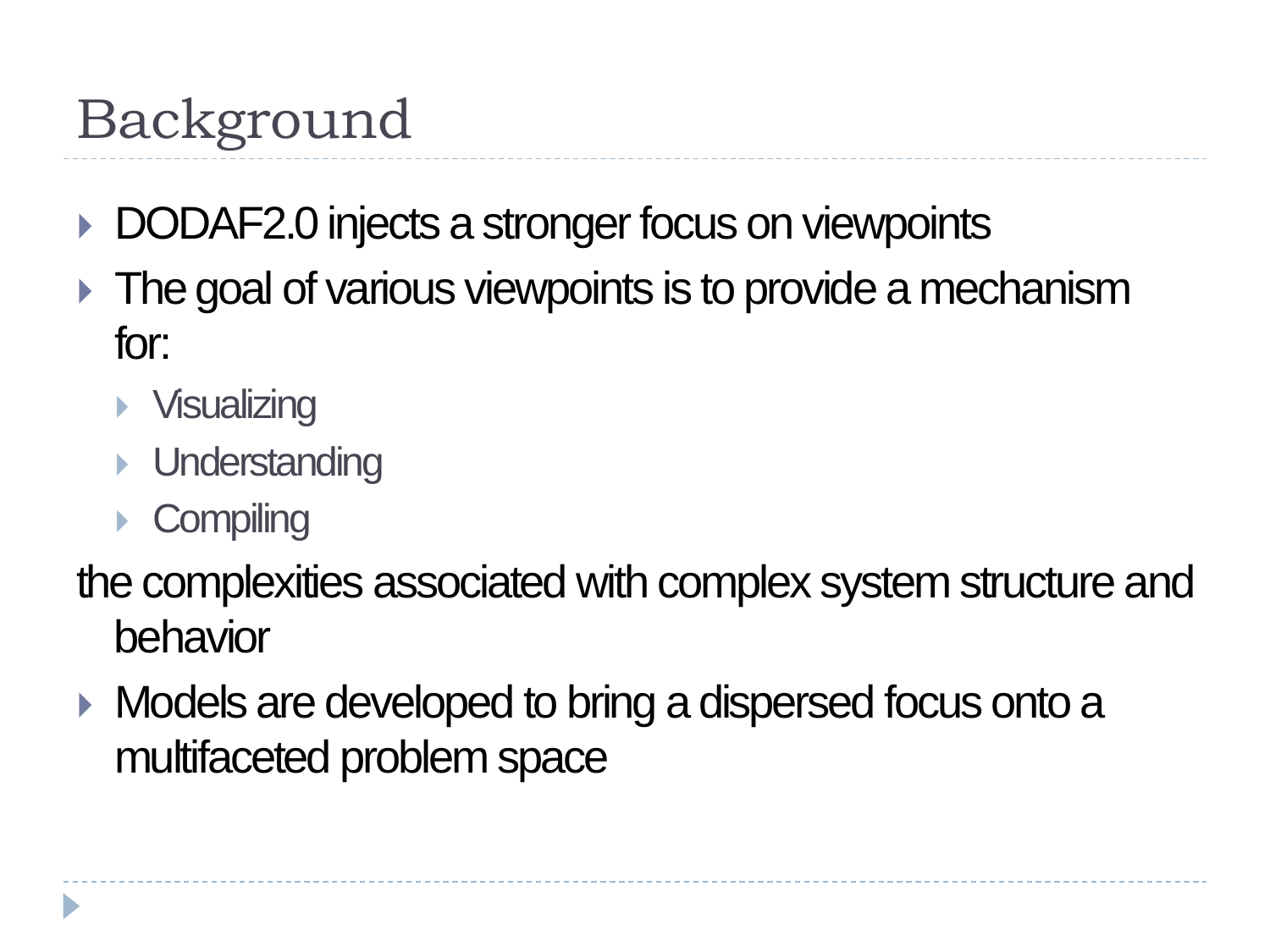# Background

- DODAF2.0 injects a stronger focus on viewpoints
- The goal of various viewpoints is to provide a mechanism for:
  - Visualizing
  - Understanding
  - Compiling

the complexities associated with complex system structure and behavior

- Models are developed to bring a dispersed focus onto a multifaceted problem space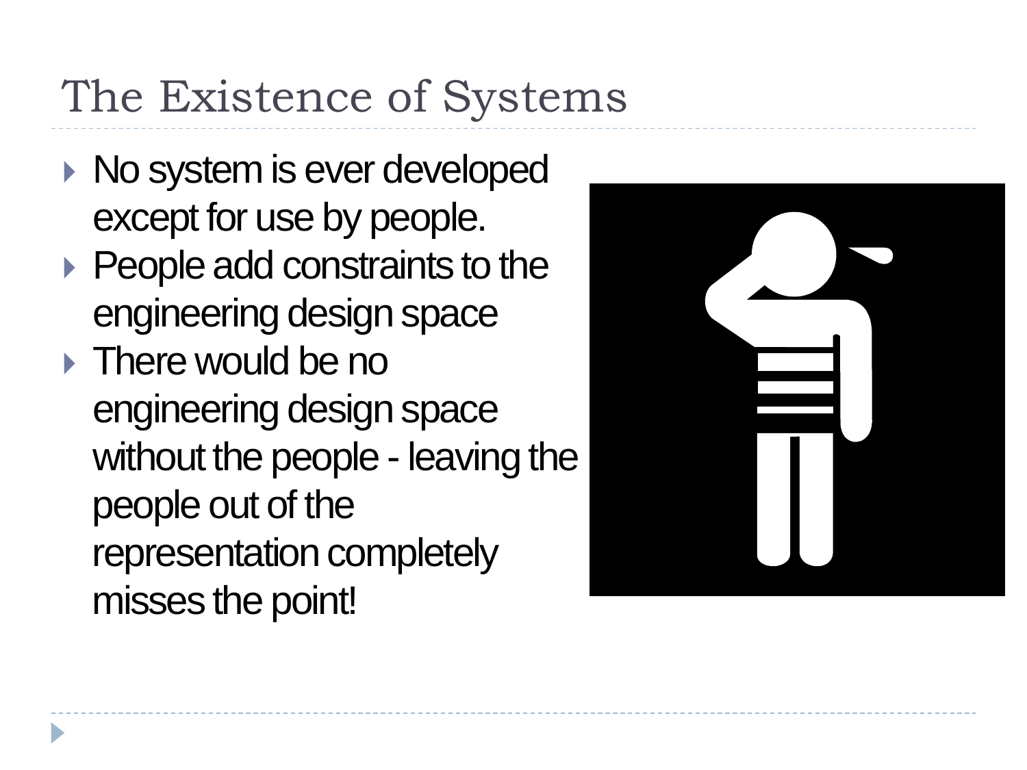# The Existence of Systems

- No system is ever developed except for use by people.
- People add constraints to the engineering design space
- There would be no engineering design space without the people - leaving the people out of the representation completely misses the point!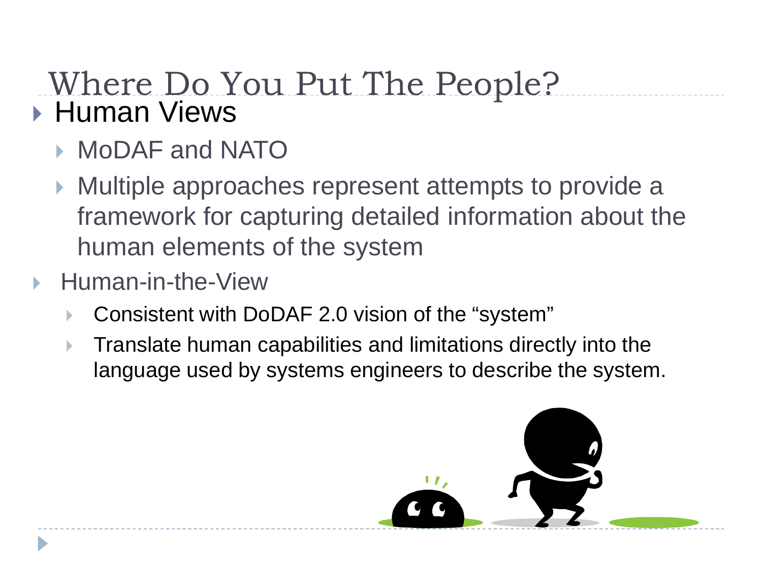# Where Do You Put The People?

- Human Views
  - MoDAF and NATO
  - Multiple approaches represent attempts to provide a framework for capturing detailed information about the human elements of the system
- Human-in-the-View
  - Consistent with DoDAF 2.0 vision of the “system”
  - Translate human capabilities and limitations directly into the language used by systems engineers to describe the system.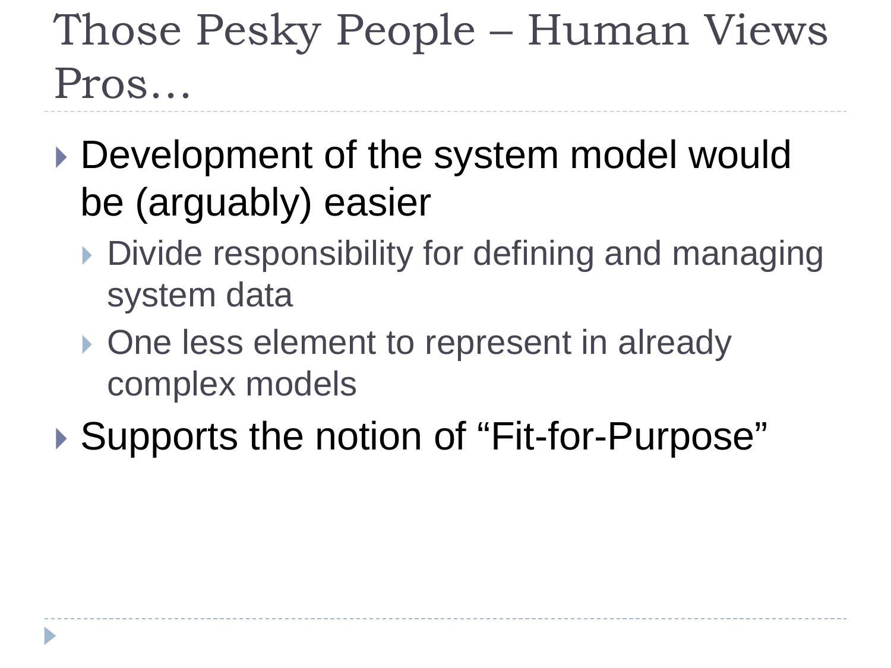# Those Pesky People – Human Views Pros…

- Development of the system model would be (arguably) easier
  - Divide responsibility for defining and managing system data
  - One less element to represent in already complex models
- Supports the notion of "Fit-for-Purpose"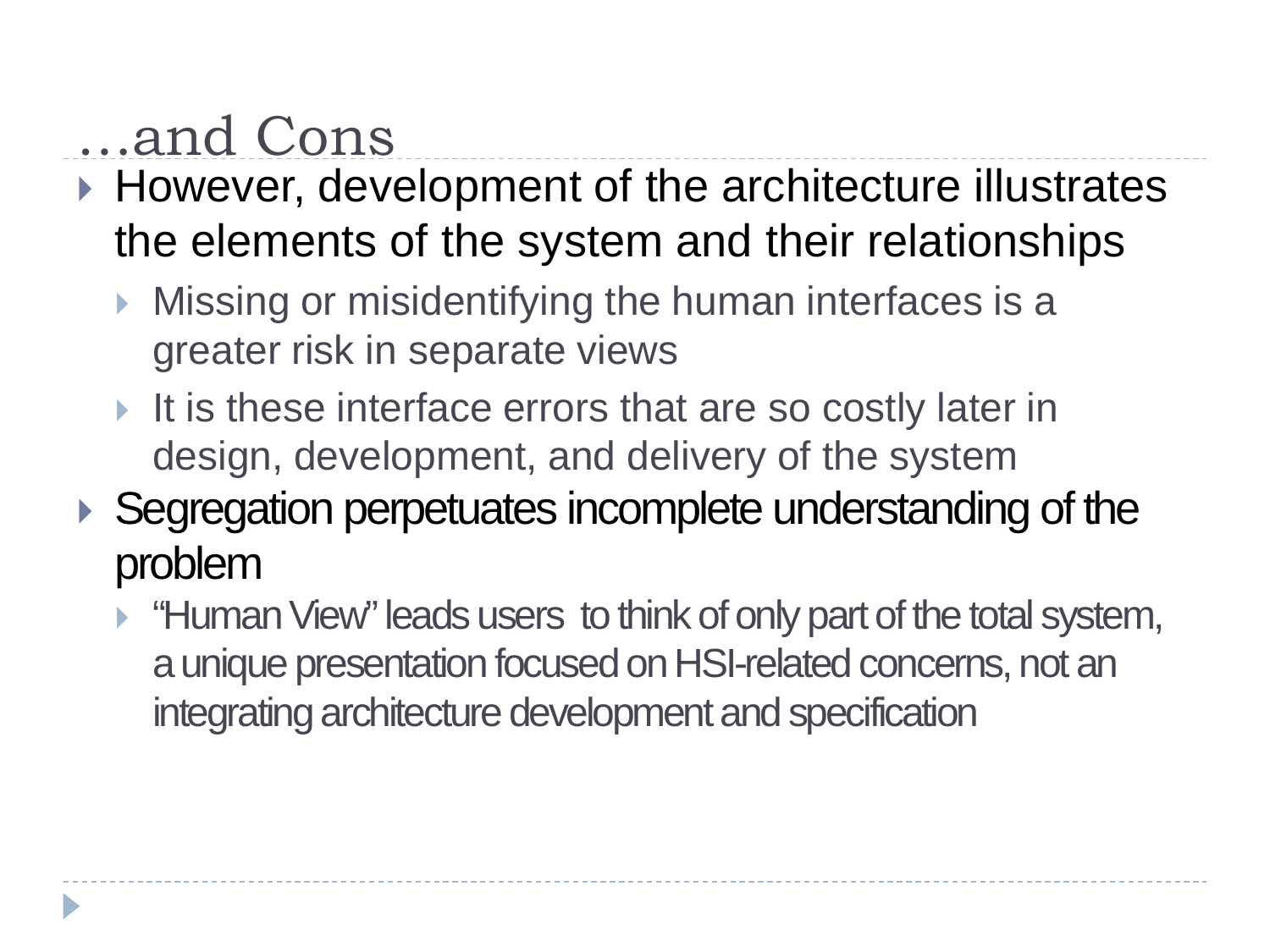# …and Cons

- However, development of the architecture illustrates the elements of the system and their relationships
  - Missing or misidentifying the human interfaces is a greater risk in separate views
  - It is these interface errors that are so costly later in design, development, and delivery of the system
- Segregation perpetuates incomplete understanding of the problem
  - "Human View" leads users to think of only part of the total system, a unique presentation focused on HSI-related concerns, not an integrating architecture development and specification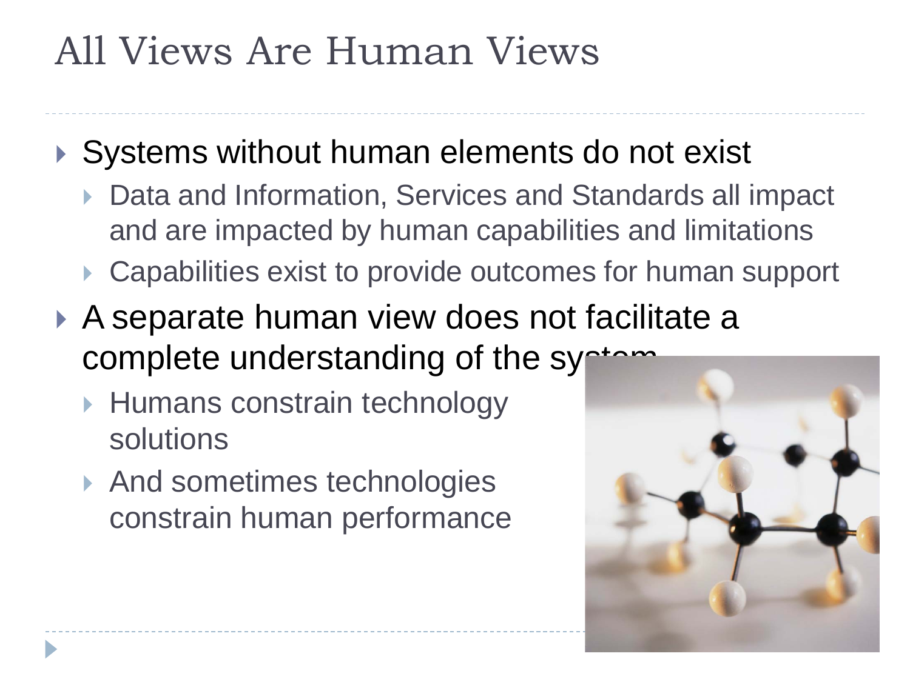# All Views Are Human Views

- Systems without human elements do not exist
  - Data and Information, Services and Standards all impact and are impacted by human capabilities and limitations
  - Capabilities exist to provide outcomes for human support
- A separate human view does not facilitate a complete understanding of the system
  - Humans constrain technology solutions
  - And sometimes technologies constrain human performance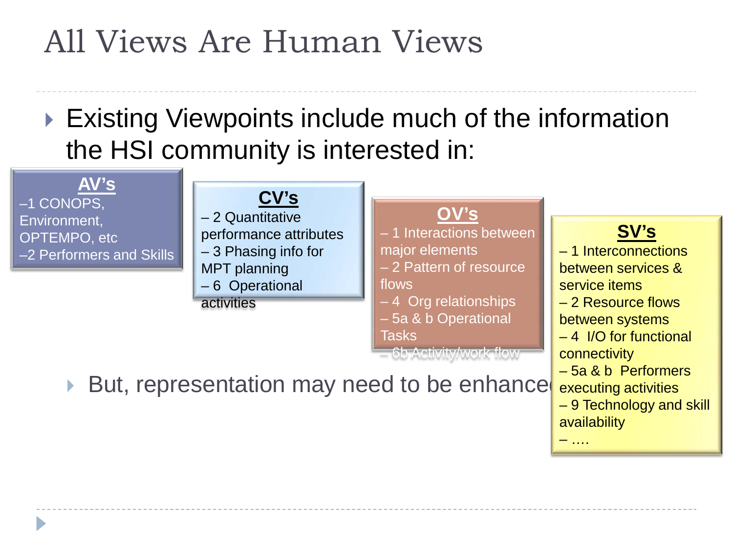# All Views Are Human Views

- Existing Viewpoints include much of the information the HSI community is interested in:

**AV's**

–1 CONOPS, Environment, OPTEMPO, etc

–2 Performers and Skills

**CV's**

– 2 Quantitative performance attributes

– 3 Phasing info for MPT planning

– 6 Operational activities

**OV's**

– 1 Interactions between major elements

– 2 Pattern of resource flows

– 4 Org relationships

– 5a & b Operational Tasks

– 6b Activity/work flow

**SV's**

– 1 Interconnections between services & service items

– 2 Resource flows between systems

– 4 I/O for functional connectivity

– 5a & b Performers executing activities

– 9 Technology and skill availability

– ….

- But, representation may need to be enhanced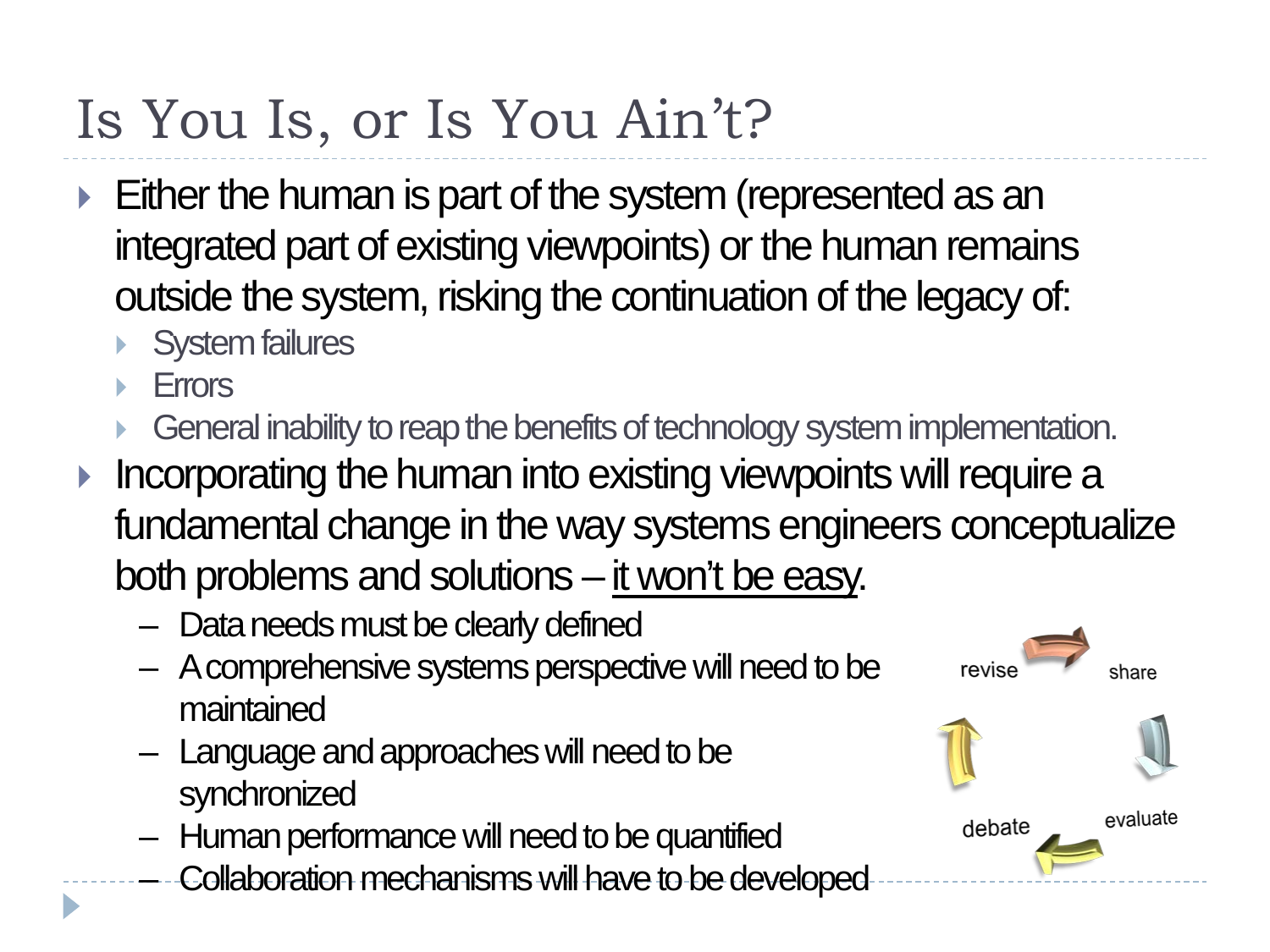# Is You Is, or Is You Ain't?

- Either the human is part of the system (represented as an integrated part of existing viewpoints) or the human remains outside the system, risking the continuation of the legacy of:
  - System failures
  - Errors
  - General inability to reap the benefits of technology system implementation.
- Incorporating the human into existing viewpoints will require a fundamental change in the way systems engineers conceptualize both problems and solutions – it won't be easy.
  - Data needs must be clearly defined
  - A comprehensive systems perspective will need to be maintained
  - Language and approaches will need to be synchronized
  - Human performance will need to be quantified
  - Collaboration mechanisms will have to be developed

revise → share → evaluate → debate → revise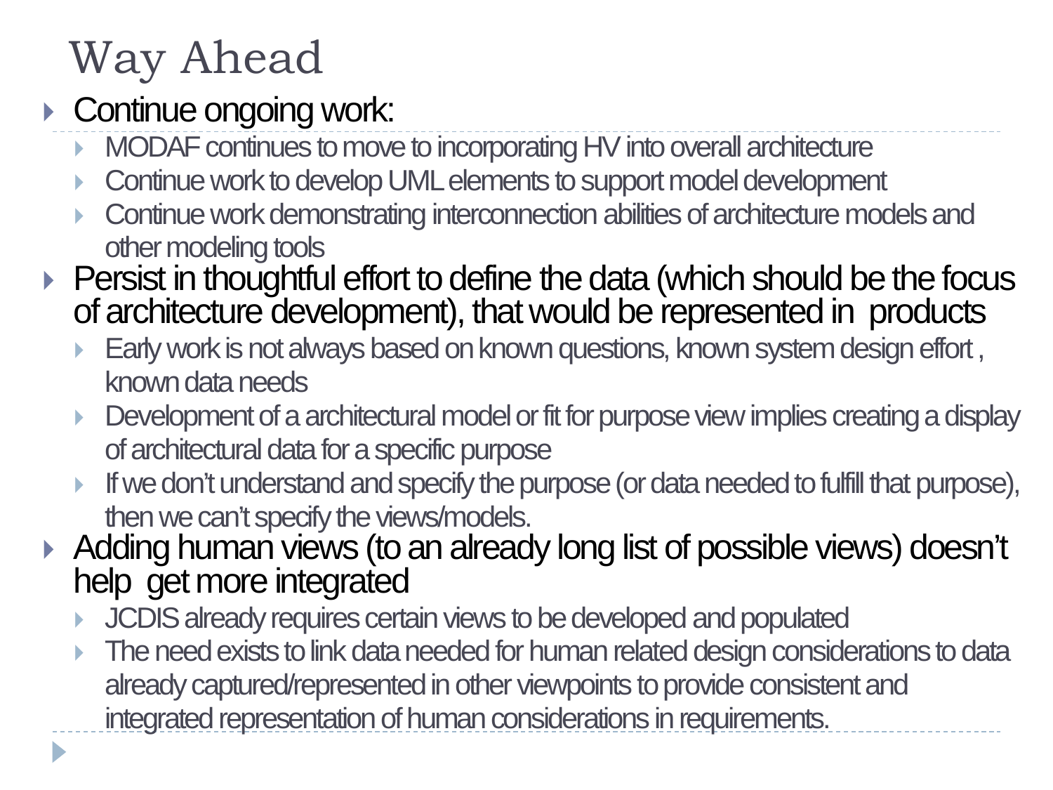# Way Ahead

- Continue ongoing work:
  - MODAF continues to move to incorporating HV into overall architecture
  - Continue work to develop UML elements to support model development
  - Continue work demonstrating interconnection abilities of architecture models and other modeling tools
- Persist in thoughtful effort to define the data (which should be the focus of architecture development), that would be represented in products
  - Early work is not always based on known questions, known system design effort , known data needs
  - Development of a architectural model or fit for purpose view implies creating a display of architectural data for a specific purpose
  - If we don't understand and specify the purpose (or data needed to fulfill that purpose), then we can't specify the views/models.
- Adding human views (to an already long list of possible views) doesn't help get more integrated
  - JCDIS already requires certain views to be developed and populated
  - The need exists to link data needed for human related design considerations to data already captured/represented in other viewpoints to provide consistent and integrated representation of human considerations in requirements.